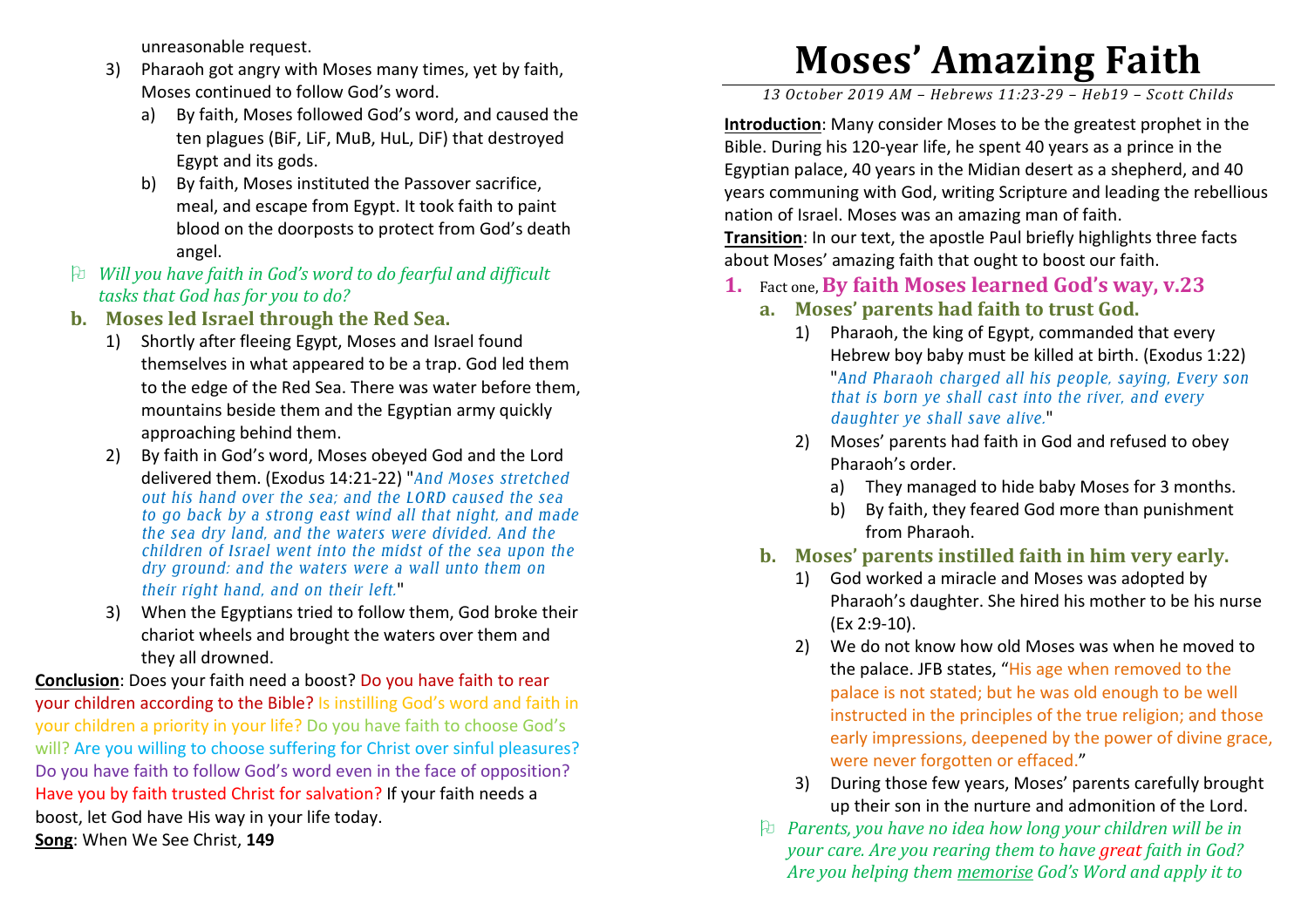unreasonable request.

3) Pharaoh got angry with Moses many times, yet by faith, Moses continued to follow God's word.
   a) By faith, Moses followed God's word, and caused the ten plagues (BiF, LiF, MuB, HuL, DiF) that destroyed Egypt and its gods.
   b) By faith, Moses instituted the Passover sacrifice, meal, and escape from Egypt. It took faith to paint blood on the doorposts to protect from God's death angel.

- *Will you have faith in God's word to do fearful and difficult tasks that God has for you to do?*

### b. Moses led Israel through the Red Sea.

1) Shortly after fleeing Egypt, Moses and Israel found themselves in what appeared to be a trap. God led them to the edge of the Red Sea. There was water before them, mountains beside them and the Egyptian army quickly approaching behind them.
2) By faith in God's word, Moses obeyed God and the Lord delivered them. (Exodus 14:21-22) "*And Moses stretched out his hand over the sea; and the LORD caused the sea to go back by a strong east wind all that night, and made the sea dry land, and the waters were divided. And the children of Israel went into the midst of the sea upon the dry ground: and the waters were a wall unto them on their right hand, and on their left.*"
3) When the Egyptians tried to follow them, God broke their chariot wheels and brought the waters over them and they all drowned.

**Conclusion**: Does your faith need a boost? Do you have faith to rear your children according to the Bible? Is instilling God's word and faith in your children a priority in your life? Do you have faith to choose God's will? Are you willing to choose suffering for Christ over sinful pleasures? Do you have faith to follow God's word even in the face of opposition? Have you by faith trusted Christ for salvation? If your faith needs a boost, let God have His way in your life today.

**Song**: When We See Christ, **149**

# Moses' Amazing Faith

*13 October 2019 AM – Hebrews 11:23-29 – Heb19 – Scott Childs*

**Introduction**: Many consider Moses to be the greatest prophet in the Bible. During his 120-year life, he spent 40 years as a prince in the Egyptian palace, 40 years in the Midian desert as a shepherd, and 40 years communing with God, writing Scripture and leading the rebellious nation of Israel. Moses was an amazing man of faith.

**Transition**: In our text, the apostle Paul briefly highlights three facts about Moses' amazing faith that ought to boost our faith.

## 1. Fact one, By faith Moses learned God's way, v.23

### a. Moses' parents had faith to trust God.

1) Pharaoh, the king of Egypt, commanded that every Hebrew boy baby must be killed at birth. (Exodus 1:22) "*And Pharaoh charged all his people, saying, Every son that is born ye shall cast into the river, and every daughter ye shall save alive.*"
2) Moses' parents had faith in God and refused to obey Pharaoh's order.
   a) They managed to hide baby Moses for 3 months.
   b) By faith, they feared God more than punishment from Pharaoh.

### b. Moses' parents instilled faith in him very early.

1) God worked a miracle and Moses was adopted by Pharaoh's daughter. She hired his mother to be his nurse (Ex 2:9-10).
2) We do not know how old Moses was when he moved to the palace. JFB states, "His age when removed to the palace is not stated; but he was old enough to be well instructed in the principles of the true religion; and those early impressions, deepened by the power of divine grace, were never forgotten or effaced."
3) During those few years, Moses' parents carefully brought up their son in the nurture and admonition of the Lord.

- *Parents, you have no idea how long your children will be in your care. Are you rearing them to have great faith in God? Are you helping them memorise God's Word and apply it to*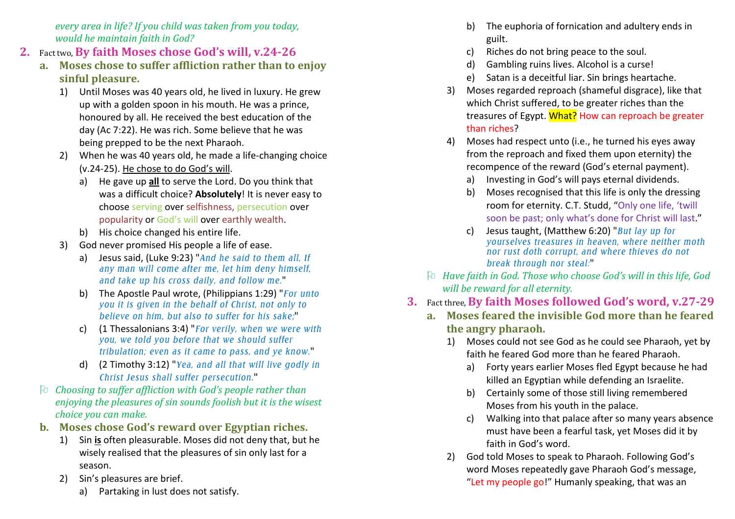*every area in life? If you child was taken from you today, would he maintain faith in God?*

2. Fact two, **By faith Moses chose God's will, v.24-26**

   a. **Moses chose to suffer affliction rather than to enjoy sinful pleasure.**

      1) Until Moses was 40 years old, he lived in luxury. He grew up with a golden spoon in his mouth. He was a prince, honoured by all. He received the best education of the day (Ac 7:22). He was rich. Some believe that he was being prepped to be the next Pharaoh.

      2) When he was 40 years old, he made a life-changing choice (v.24-25). He chose to do God's will.

         a) He gave up **all** to serve the Lord. Do you think that was a difficult choice? **Absolutely**! It is never easy to choose serving over selfishness, persecution over popularity or God's will over earthly wealth.

         b) His choice changed his entire life.

      3) God never promised His people a life of ease.

         a) Jesus said, (Luke 9:23) "*And he said to them all, If any man will come after me, let him deny himself, and take up his cross daily, and follow me.*"

         b) The Apostle Paul wrote, (Philippians 1:29) "*For unto you it is given in the behalf of Christ, not only to believe on him, but also to suffer for his sake;*"

         c) (1 Thessalonians 3:4) "*For verily, when we were with you, we told you before that we should suffer tribulation; even as it came to pass, and ye know.*"

         d) (2 Timothy 3:12) "*Yea, and all that will live godly in Christ Jesus shall suffer persecution.*"

   - *Choosing to suffer affliction with God's people rather than enjoying the pleasures of sin sounds foolish but it is the wisest choice you can make.*

   b. **Moses chose God's reward over Egyptian riches.**

      1) Sin **is** often pleasurable. Moses did not deny that, but he wisely realised that the pleasures of sin only last for a season.

      2) Sin's pleasures are brief.

         a) Partaking in lust does not satisfy.

         b) The euphoria of fornication and adultery ends in guilt.

         c) Riches do not bring peace to the soul.

         d) Gambling ruins lives. Alcohol is a curse!

         e) Satan is a deceitful liar. Sin brings heartache.

      3) Moses regarded reproach (shameful disgrace), like that which Christ suffered, to be greater riches than the treasures of Egypt. What? How can reproach be greater than riches?

      4) Moses had respect unto (i.e., he turned his eyes away from the reproach and fixed them upon eternity) the recompence of the reward (God's eternal payment).

         a) Investing in God's will pays eternal dividends.

         b) Moses recognised that this life is only the dressing room for eternity. C.T. Studd, "Only one life, 'twill soon be past; only what's done for Christ will last."

         c) Jesus taught, (Matthew 6:20) "*But lay up for yourselves treasures in heaven, where neither moth nor rust doth corrupt, and where thieves do not break through nor steal:*"

   - *Have faith in God. Those who choose God's will in this life, God will be reward for all eternity.*

3. Fact three, **By faith Moses followed God's word, v.27-29**

   a. **Moses feared the invisible God more than he feared the angry pharaoh.**

      1) Moses could not see God as he could see Pharaoh, yet by faith he feared God more than he feared Pharaoh.

         a) Forty years earlier Moses fled Egypt because he had killed an Egyptian while defending an Israelite.

         b) Certainly some of those still living remembered Moses from his youth in the palace.

         c) Walking into that palace after so many years absence must have been a fearful task, yet Moses did it by faith in God's word.

      2) God told Moses to speak to Pharaoh. Following God's word Moses repeatedly gave Pharaoh God's message, "Let my people go!" Humanly speaking, that was an